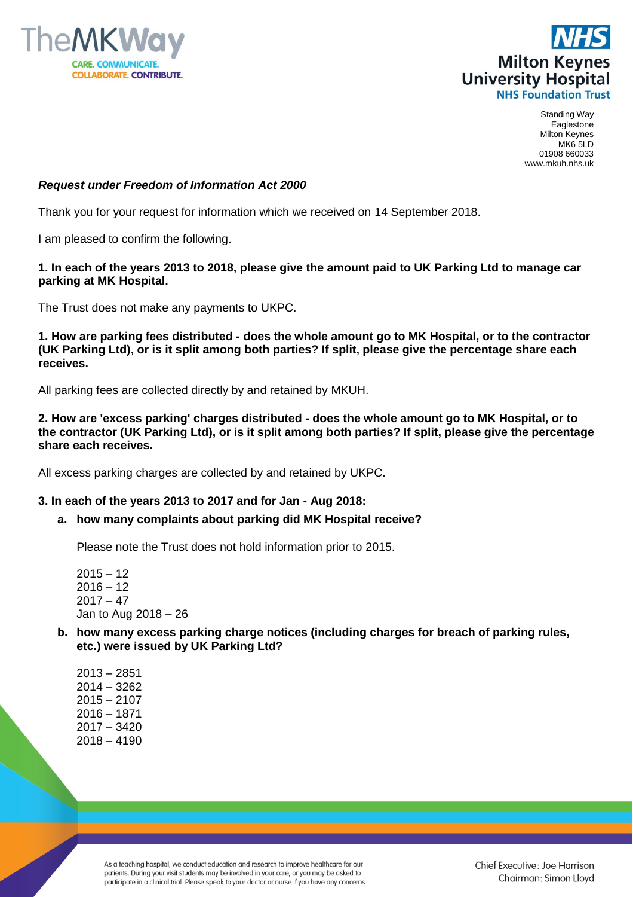Standing Way
Eaglestone
Milton Keynes
MK6 5LD
01908 660033
www.mkuh.nhs.uk

***Request under Freedom of Information Act 2000***

Thank you for your request for information which we received on 14 September 2018.

I am pleased to confirm the following.

**1. In each of the years 2013 to 2018, please give the amount paid to UK Parking Ltd to manage car parking at MK Hospital.**

The Trust does not make any payments to UKPC.

**1. How are parking fees distributed - does the whole amount go to MK Hospital, or to the contractor (UK Parking Ltd), or is it split among both parties? If split, please give the percentage share each receives.**

All parking fees are collected directly by and retained by MKUH.

**2. How are 'excess parking' charges distributed - does the whole amount go to MK Hospital, or to the contractor (UK Parking Ltd), or is it split among both parties? If split, please give the percentage share each receives.**

All excess parking charges are collected by and retained by UKPC.

**3. In each of the years 2013 to 2017 and for Jan - Aug 2018:**

**a. how many complaints about parking did MK Hospital receive?**

Please note the Trust does not hold information prior to 2015.

2015 – 12
2016 – 12
2017 – 47
Jan to Aug 2018 – 26

**b. how many excess parking charge notices (including charges for breach of parking rules, etc.) were issued by UK Parking Ltd?**

2013 – 2851
2014 – 3262
2015 – 2107
2016 – 1871
2017 – 3420
2018 – 4190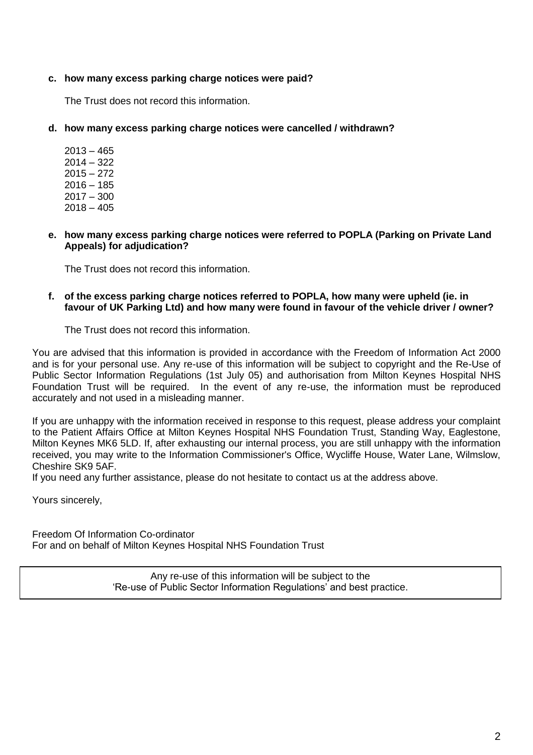**c. how many excess parking charge notices were paid?**

The Trust does not record this information.

**d. how many excess parking charge notices were cancelled / withdrawn?**

2013 – 465
2014 – 322
2015 – 272
2016 – 185
2017 – 300
2018 – 405

**e. how many excess parking charge notices were referred to POPLA (Parking on Private Land Appeals) for adjudication?**

The Trust does not record this information.

**f. of the excess parking charge notices referred to POPLA, how many were upheld (ie. in favour of UK Parking Ltd) and how many were found in favour of the vehicle driver / owner?**

The Trust does not record this information.

You are advised that this information is provided in accordance with the Freedom of Information Act 2000 and is for your personal use. Any re-use of this information will be subject to copyright and the Re-Use of Public Sector Information Regulations (1st July 05) and authorisation from Milton Keynes Hospital NHS Foundation Trust will be required. In the event of any re-use, the information must be reproduced accurately and not used in a misleading manner.

If you are unhappy with the information received in response to this request, please address your complaint to the Patient Affairs Office at Milton Keynes Hospital NHS Foundation Trust, Standing Way, Eaglestone, Milton Keynes MK6 5LD. If, after exhausting our internal process, you are still unhappy with the information received, you may write to the Information Commissioner's Office, Wycliffe House, Water Lane, Wilmslow, Cheshire SK9 5AF.
If you need any further assistance, please do not hesitate to contact us at the address above.

Yours sincerely,

Freedom Of Information Co-ordinator
For and on behalf of Milton Keynes Hospital NHS Foundation Trust

Any re-use of this information will be subject to the
'Re-use of Public Sector Information Regulations' and best practice.